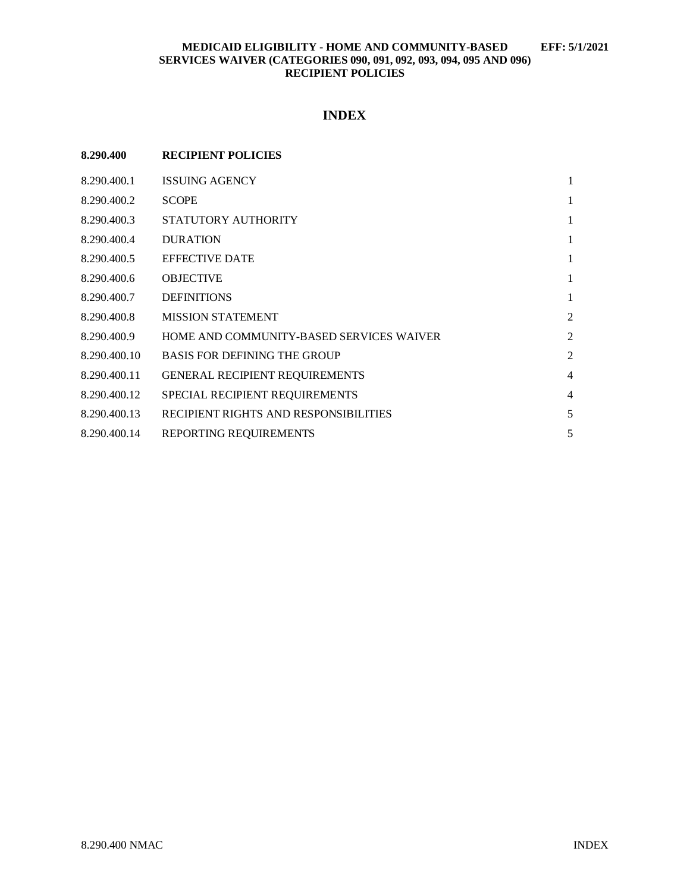**MEDICAID ELIGIBILITY - HOME AND COMMUNITY-BASED SERVICES WAIVER (CATEGORIES 090, 091, 092, 093, 094, 095 AND 096) RECIPIENT POLICIES** **EFF: 5/1/2021**

# INDEX

| **8.290.400** | **RECIPIENT POLICIES** | |
|---|---|---|
| 8.290.400.1 | ISSUING AGENCY | 1 |
| 8.290.400.2 | SCOPE | 1 |
| 8.290.400.3 | STATUTORY AUTHORITY | 1 |
| 8.290.400.4 | DURATION | 1 |
| 8.290.400.5 | EFFECTIVE DATE | 1 |
| 8.290.400.6 | OBJECTIVE | 1 |
| 8.290.400.7 | DEFINITIONS | 1 |
| 8.290.400.8 | MISSION STATEMENT | 2 |
| 8.290.400.9 | HOME AND COMMUNITY-BASED SERVICES WAIVER | 2 |
| 8.290.400.10 | BASIS FOR DEFINING THE GROUP | 2 |
| 8.290.400.11 | GENERAL RECIPIENT REQUIREMENTS | 4 |
| 8.290.400.12 | SPECIAL RECIPIENT REQUIREMENTS | 4 |
| 8.290.400.13 | RECIPIENT RIGHTS AND RESPONSIBILITIES | 5 |
| 8.290.400.14 | REPORTING REQUIREMENTS | 5 |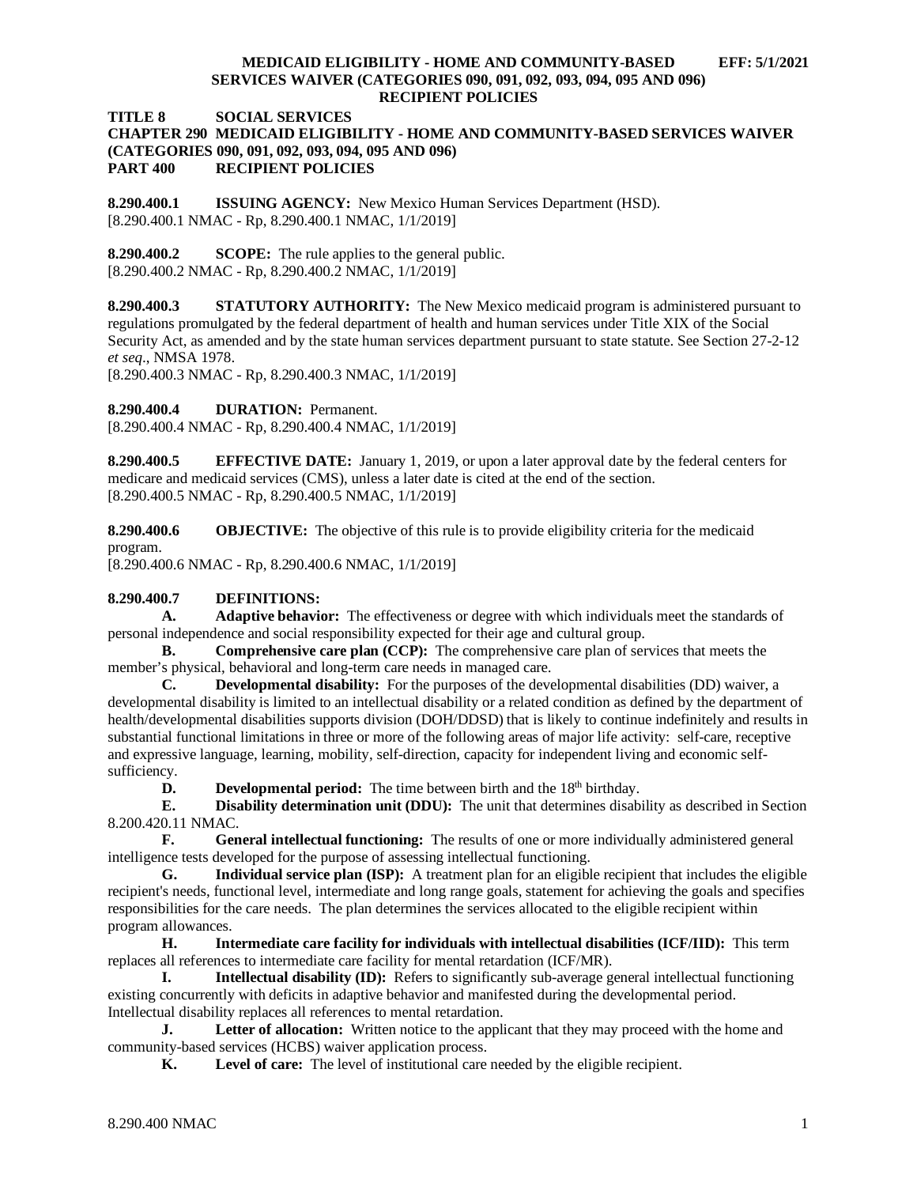**TITLE 8 SOCIAL SERVICES**
**CHAPTER 290 MEDICAID ELIGIBILITY - HOME AND COMMUNITY-BASED SERVICES WAIVER (CATEGORIES 090, 091, 092, 093, 094, 095 AND 096)**
**PART 400 RECIPIENT POLICIES**

**8.290.400.1 ISSUING AGENCY:** New Mexico Human Services Department (HSD).
[8.290.400.1 NMAC - Rp, 8.290.400.1 NMAC, 1/1/2019]

**8.290.400.2 SCOPE:** The rule applies to the general public.
[8.290.400.2 NMAC - Rp, 8.290.400.2 NMAC, 1/1/2019]

**8.290.400.3 STATUTORY AUTHORITY:** The New Mexico medicaid program is administered pursuant to regulations promulgated by the federal department of health and human services under Title XIX of the Social Security Act, as amended and by the state human services department pursuant to state statute. See Section 27-2-12 *et seq*., NMSA 1978.
[8.290.400.3 NMAC - Rp, 8.290.400.3 NMAC, 1/1/2019]

**8.290.400.4 DURATION:** Permanent.
[8.290.400.4 NMAC - Rp, 8.290.400.4 NMAC, 1/1/2019]

**8.290.400.5 EFFECTIVE DATE:** January 1, 2019, or upon a later approval date by the federal centers for medicare and medicaid services (CMS), unless a later date is cited at the end of the section.
[8.290.400.5 NMAC - Rp, 8.290.400.5 NMAC, 1/1/2019]

**8.290.400.6 OBJECTIVE:** The objective of this rule is to provide eligibility criteria for the medicaid program.
[8.290.400.6 NMAC - Rp, 8.290.400.6 NMAC, 1/1/2019]

**8.290.400.7 DEFINITIONS:**

**A. Adaptive behavior:** The effectiveness or degree with which individuals meet the standards of personal independence and social responsibility expected for their age and cultural group.

**B. Comprehensive care plan (CCP):** The comprehensive care plan of services that meets the member's physical, behavioral and long-term care needs in managed care.

**C. Developmental disability:** For the purposes of the developmental disabilities (DD) waiver, a developmental disability is limited to an intellectual disability or a related condition as defined by the department of health/developmental disabilities supports division (DOH/DDSD) that is likely to continue indefinitely and results in substantial functional limitations in three or more of the following areas of major life activity: self-care, receptive and expressive language, learning, mobility, self-direction, capacity for independent living and economic self-sufficiency.

**D. Developmental period:** The time between birth and the 18th birthday.

**E. Disability determination unit (DDU):** The unit that determines disability as described in Section 8.200.420.11 NMAC.

**F. General intellectual functioning:** The results of one or more individually administered general intelligence tests developed for the purpose of assessing intellectual functioning.

**G. Individual service plan (ISP):** A treatment plan for an eligible recipient that includes the eligible recipient's needs, functional level, intermediate and long range goals, statement for achieving the goals and specifies responsibilities for the care needs. The plan determines the services allocated to the eligible recipient within program allowances.

**H. Intermediate care facility for individuals with intellectual disabilities (ICF/IID):** This term replaces all references to intermediate care facility for mental retardation (ICF/MR).

**I. Intellectual disability (ID):** Refers to significantly sub-average general intellectual functioning existing concurrently with deficits in adaptive behavior and manifested during the developmental period. Intellectual disability replaces all references to mental retardation.

**J. Letter of allocation:** Written notice to the applicant that they may proceed with the home and community-based services (HCBS) waiver application process.

**K. Level of care:** The level of institutional care needed by the eligible recipient.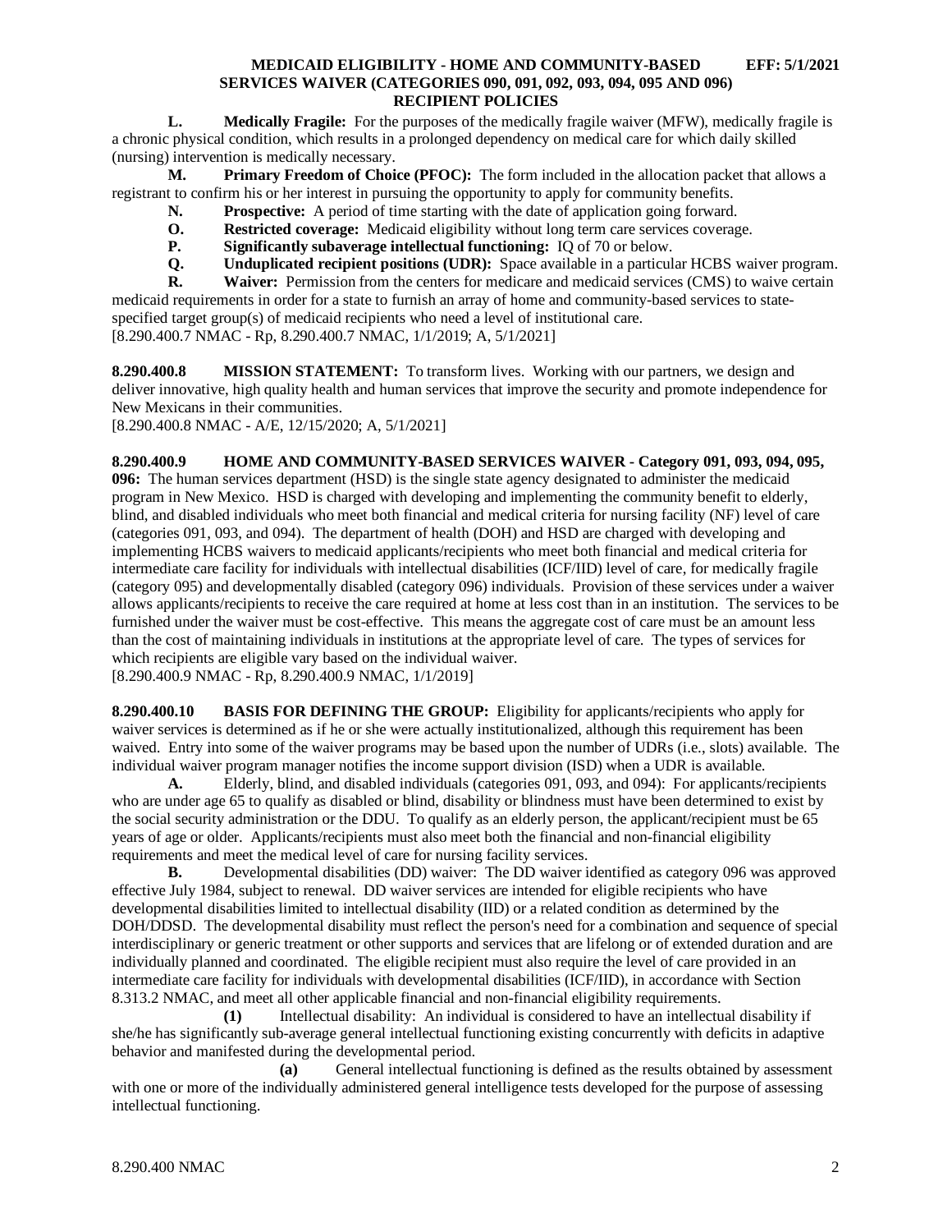**L. Medically Fragile:** For the purposes of the medically fragile waiver (MFW), medically fragile is a chronic physical condition, which results in a prolonged dependency on medical care for which daily skilled (nursing) intervention is medically necessary.

**M. Primary Freedom of Choice (PFOC):** The form included in the allocation packet that allows a registrant to confirm his or her interest in pursuing the opportunity to apply for community benefits.

**N. Prospective:** A period of time starting with the date of application going forward.

**O. Restricted coverage:** Medicaid eligibility without long term care services coverage.

**P. Significantly subaverage intellectual functioning:** IQ of 70 or below.

**Q. Unduplicated recipient positions (UDR):** Space available in a particular HCBS waiver program.

**R. Waiver:** Permission from the centers for medicare and medicaid services (CMS) to waive certain medicaid requirements in order for a state to furnish an array of home and community-based services to state-specified target group(s) of medicaid recipients who need a level of institutional care.

[8.290.400.7 NMAC - Rp, 8.290.400.7 NMAC, 1/1/2019; A, 5/1/2021]

**8.290.400.8 MISSION STATEMENT:** To transform lives. Working with our partners, we design and deliver innovative, high quality health and human services that improve the security and promote independence for New Mexicans in their communities.

[8.290.400.8 NMAC - A/E, 12/15/2020; A, 5/1/2021]

**8.290.400.9 HOME AND COMMUNITY-BASED SERVICES WAIVER - Category 091, 093, 094, 095, 096:** The human services department (HSD) is the single state agency designated to administer the medicaid program in New Mexico. HSD is charged with developing and implementing the community benefit to elderly, blind, and disabled individuals who meet both financial and medical criteria for nursing facility (NF) level of care (categories 091, 093, and 094). The department of health (DOH) and HSD are charged with developing and implementing HCBS waivers to medicaid applicants/recipients who meet both financial and medical criteria for intermediate care facility for individuals with intellectual disabilities (ICF/IID) level of care, for medically fragile (category 095) and developmentally disabled (category 096) individuals. Provision of these services under a waiver allows applicants/recipients to receive the care required at home at less cost than in an institution. The services to be furnished under the waiver must be cost-effective. This means the aggregate cost of care must be an amount less than the cost of maintaining individuals in institutions at the appropriate level of care. The types of services for which recipients are eligible vary based on the individual waiver.

[8.290.400.9 NMAC - Rp, 8.290.400.9 NMAC, 1/1/2019]

**8.290.400.10 BASIS FOR DEFINING THE GROUP:** Eligibility for applicants/recipients who apply for waiver services is determined as if he or she were actually institutionalized, although this requirement has been waived. Entry into some of the waiver programs may be based upon the number of UDRs (i.e., slots) available. The individual waiver program manager notifies the income support division (ISD) when a UDR is available.

**A.** Elderly, blind, and disabled individuals (categories 091, 093, and 094): For applicants/recipients who are under age 65 to qualify as disabled or blind, disability or blindness must have been determined to exist by the social security administration or the DDU. To qualify as an elderly person, the applicant/recipient must be 65 years of age or older. Applicants/recipients must also meet both the financial and non-financial eligibility requirements and meet the medical level of care for nursing facility services.

**B.** Developmental disabilities (DD) waiver: The DD waiver identified as category 096 was approved effective July 1984, subject to renewal. DD waiver services are intended for eligible recipients who have developmental disabilities limited to intellectual disability (IID) or a related condition as determined by the DOH/DDSD. The developmental disability must reflect the person's need for a combination and sequence of special interdisciplinary or generic treatment or other supports and services that are lifelong or of extended duration and are individually planned and coordinated. The eligible recipient must also require the level of care provided in an intermediate care facility for individuals with developmental disabilities (ICF/IID), in accordance with Section 8.313.2 NMAC, and meet all other applicable financial and non-financial eligibility requirements.

**(1)** Intellectual disability: An individual is considered to have an intellectual disability if she/he has significantly sub-average general intellectual functioning existing concurrently with deficits in adaptive behavior and manifested during the developmental period.

**(a)** General intellectual functioning is defined as the results obtained by assessment with one or more of the individually administered general intelligence tests developed for the purpose of assessing intellectual functioning.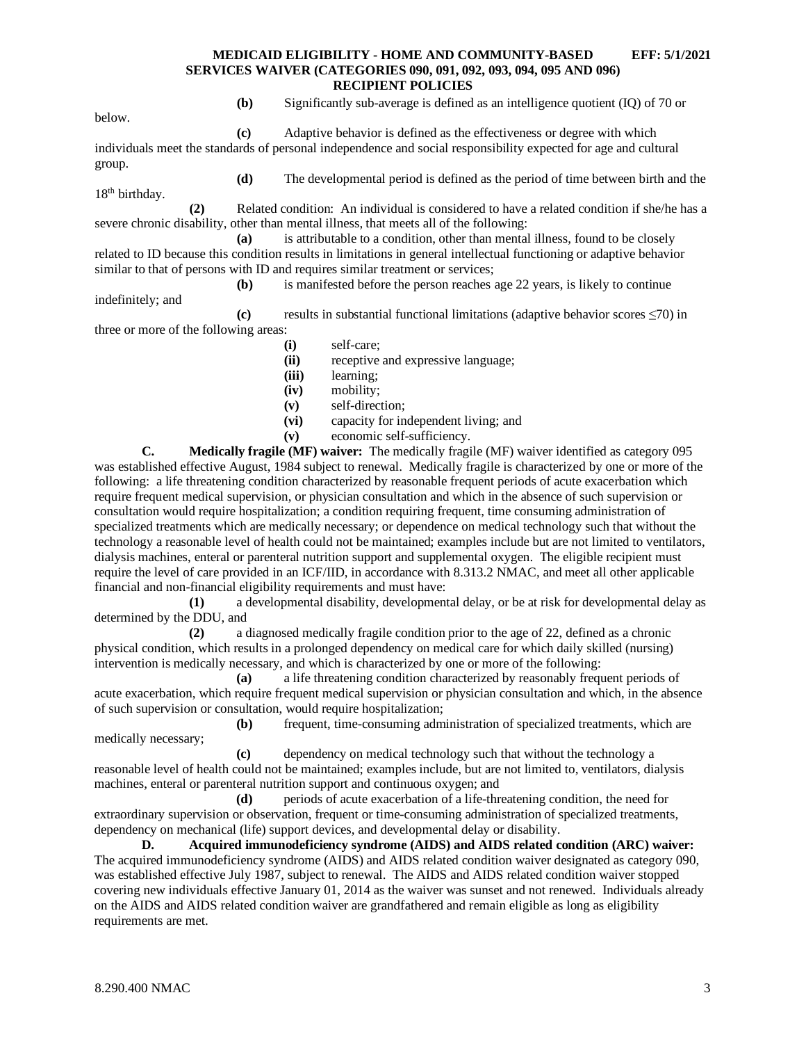**(b)** Significantly sub-average is defined as an intelligence quotient (IQ) of 70 or below.

**(c)** Adaptive behavior is defined as the effectiveness or degree with which individuals meet the standards of personal independence and social responsibility expected for age and cultural group.

**(d)** The developmental period is defined as the period of time between birth and the 18th birthday.

**(2)** Related condition: An individual is considered to have a related condition if she/he has a severe chronic disability, other than mental illness, that meets all of the following:

**(a)** is attributable to a condition, other than mental illness, found to be closely related to ID because this condition results in limitations in general intellectual functioning or adaptive behavior similar to that of persons with ID and requires similar treatment or services;

**(b)** is manifested before the person reaches age 22 years, is likely to continue indefinitely; and

**(c)** results in substantial functional limitations (adaptive behavior scores ≤70) in three or more of the following areas:

**(i)** self-care;
**(ii)** receptive and expressive language;
**(iii)** learning;
**(iv)** mobility;
**(v)** self-direction;
**(vi)** capacity for independent living; and
**(v)** economic self-sufficiency.

**C. Medically fragile (MF) waiver:** The medically fragile (MF) waiver identified as category 095 was established effective August, 1984 subject to renewal. Medically fragile is characterized by one or more of the following: a life threatening condition characterized by reasonable frequent periods of acute exacerbation which require frequent medical supervision, or physician consultation and which in the absence of such supervision or consultation would require hospitalization; a condition requiring frequent, time consuming administration of specialized treatments which are medically necessary; or dependence on medical technology such that without the technology a reasonable level of health could not be maintained; examples include but are not limited to ventilators, dialysis machines, enteral or parenteral nutrition support and supplemental oxygen. The eligible recipient must require the level of care provided in an ICF/IID, in accordance with 8.313.2 NMAC, and meet all other applicable financial and non-financial eligibility requirements and must have:

**(1)** a developmental disability, developmental delay, or be at risk for developmental delay as determined by the DDU, and

**(2)** a diagnosed medically fragile condition prior to the age of 22, defined as a chronic physical condition, which results in a prolonged dependency on medical care for which daily skilled (nursing) intervention is medically necessary, and which is characterized by one or more of the following:

**(a)** a life threatening condition characterized by reasonably frequent periods of acute exacerbation, which require frequent medical supervision or physician consultation and which, in the absence of such supervision or consultation, would require hospitalization;

**(b)** frequent, time-consuming administration of specialized treatments, which are medically necessary;

**(c)** dependency on medical technology such that without the technology a reasonable level of health could not be maintained; examples include, but are not limited to, ventilators, dialysis machines, enteral or parenteral nutrition support and continuous oxygen; and

**(d)** periods of acute exacerbation of a life-threatening condition, the need for extraordinary supervision or observation, frequent or time-consuming administration of specialized treatments, dependency on mechanical (life) support devices, and developmental delay or disability.

**D. Acquired immunodeficiency syndrome (AIDS) and AIDS related condition (ARC) waiver:** The acquired immunodeficiency syndrome (AIDS) and AIDS related condition waiver designated as category 090, was established effective July 1987, subject to renewal. The AIDS and AIDS related condition waiver stopped covering new individuals effective January 01, 2014 as the waiver was sunset and not renewed. Individuals already on the AIDS and AIDS related condition waiver are grandfathered and remain eligible as long as eligibility requirements are met.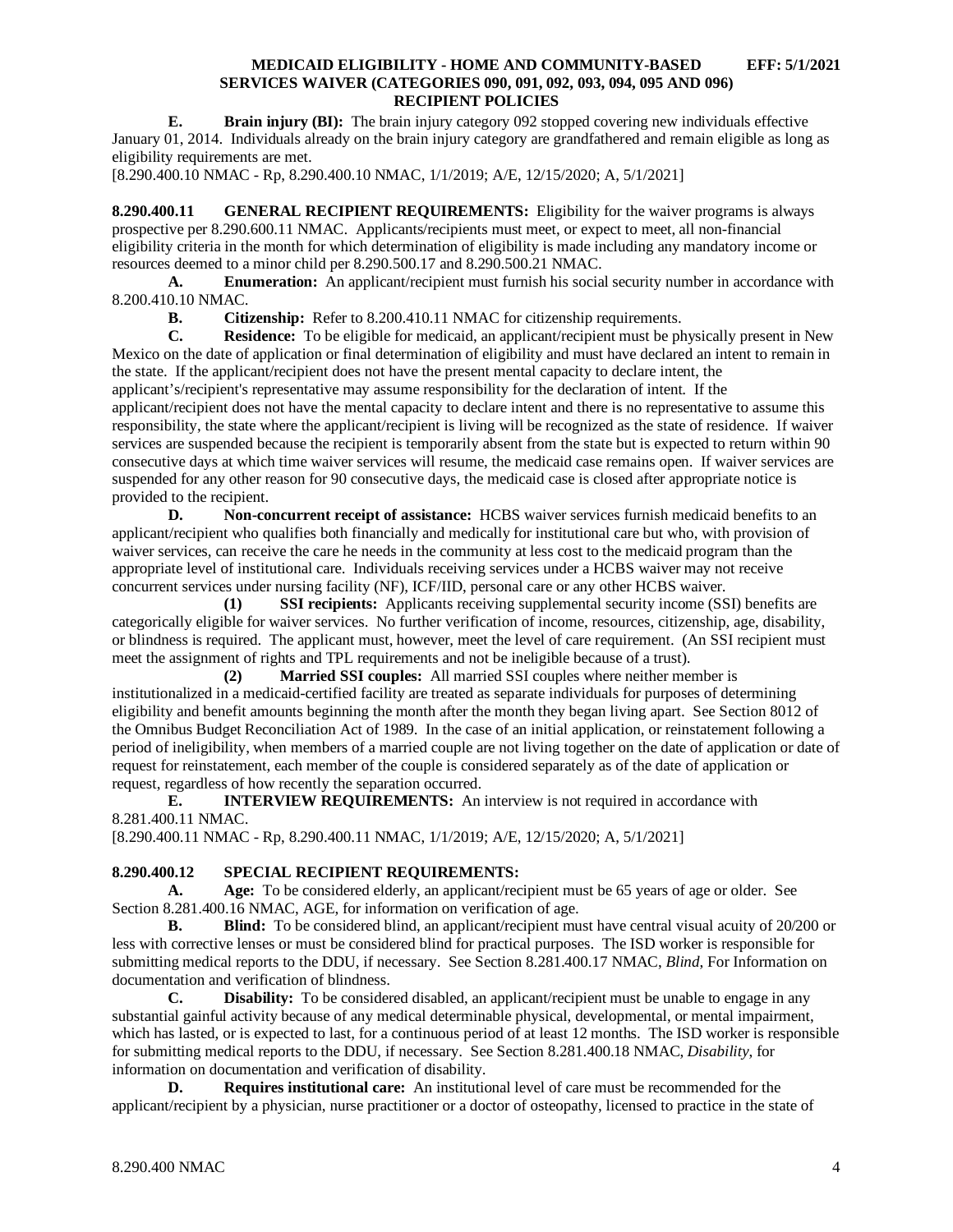**E. Brain injury (BI):** The brain injury category 092 stopped covering new individuals effective January 01, 2014. Individuals already on the brain injury category are grandfathered and remain eligible as long as eligibility requirements are met.

[8.290.400.10 NMAC - Rp, 8.290.400.10 NMAC, 1/1/2019; A/E, 12/15/2020; A, 5/1/2021]

**8.290.400.11 GENERAL RECIPIENT REQUIREMENTS:** Eligibility for the waiver programs is always prospective per 8.290.600.11 NMAC. Applicants/recipients must meet, or expect to meet, all non-financial eligibility criteria in the month for which determination of eligibility is made including any mandatory income or resources deemed to a minor child per 8.290.500.17 and 8.290.500.21 NMAC.

**A. Enumeration:** An applicant/recipient must furnish his social security number in accordance with 8.200.410.10 NMAC.

**B. Citizenship:** Refer to 8.200.410.11 NMAC for citizenship requirements.

**C. Residence:** To be eligible for medicaid, an applicant/recipient must be physically present in New Mexico on the date of application or final determination of eligibility and must have declared an intent to remain in the state. If the applicant/recipient does not have the present mental capacity to declare intent, the applicant's/recipient's representative may assume responsibility for the declaration of intent. If the applicant/recipient does not have the mental capacity to declare intent and there is no representative to assume this responsibility, the state where the applicant/recipient is living will be recognized as the state of residence. If waiver services are suspended because the recipient is temporarily absent from the state but is expected to return within 90 consecutive days at which time waiver services will resume, the medicaid case remains open. If waiver services are suspended for any other reason for 90 consecutive days, the medicaid case is closed after appropriate notice is provided to the recipient.

**D. Non-concurrent receipt of assistance:** HCBS waiver services furnish medicaid benefits to an applicant/recipient who qualifies both financially and medically for institutional care but who, with provision of waiver services, can receive the care he needs in the community at less cost to the medicaid program than the appropriate level of institutional care. Individuals receiving services under a HCBS waiver may not receive concurrent services under nursing facility (NF), ICF/IID, personal care or any other HCBS waiver.

**(1) SSI recipients:** Applicants receiving supplemental security income (SSI) benefits are categorically eligible for waiver services. No further verification of income, resources, citizenship, age, disability, or blindness is required. The applicant must, however, meet the level of care requirement. (An SSI recipient must meet the assignment of rights and TPL requirements and not be ineligible because of a trust).

**(2) Married SSI couples:** All married SSI couples where neither member is institutionalized in a medicaid-certified facility are treated as separate individuals for purposes of determining eligibility and benefit amounts beginning the month after the month they began living apart. See Section 8012 of the Omnibus Budget Reconciliation Act of 1989. In the case of an initial application, or reinstatement following a period of ineligibility, when members of a married couple are not living together on the date of application or date of request for reinstatement, each member of the couple is considered separately as of the date of application or request, regardless of how recently the separation occurred.

**E. INTERVIEW REQUIREMENTS:** An interview is not required in accordance with 8.281.400.11 NMAC.

[8.290.400.11 NMAC - Rp, 8.290.400.11 NMAC, 1/1/2019; A/E, 12/15/2020; A, 5/1/2021]

**8.290.400.12 SPECIAL RECIPIENT REQUIREMENTS:**

**A. Age:** To be considered elderly, an applicant/recipient must be 65 years of age or older. See Section 8.281.400.16 NMAC, AGE, for information on verification of age.

**B. Blind:** To be considered blind, an applicant/recipient must have central visual acuity of 20/200 or less with corrective lenses or must be considered blind for practical purposes. The ISD worker is responsible for submitting medical reports to the DDU, if necessary. See Section 8.281.400.17 NMAC, *Blind*, For Information on documentation and verification of blindness.

**C. Disability:** To be considered disabled, an applicant/recipient must be unable to engage in any substantial gainful activity because of any medical determinable physical, developmental, or mental impairment, which has lasted, or is expected to last, for a continuous period of at least 12 months. The ISD worker is responsible for submitting medical reports to the DDU, if necessary. See Section 8.281.400.18 NMAC, *Disability*, for information on documentation and verification of disability.

**D. Requires institutional care:** An institutional level of care must be recommended for the applicant/recipient by a physician, nurse practitioner or a doctor of osteopathy, licensed to practice in the state of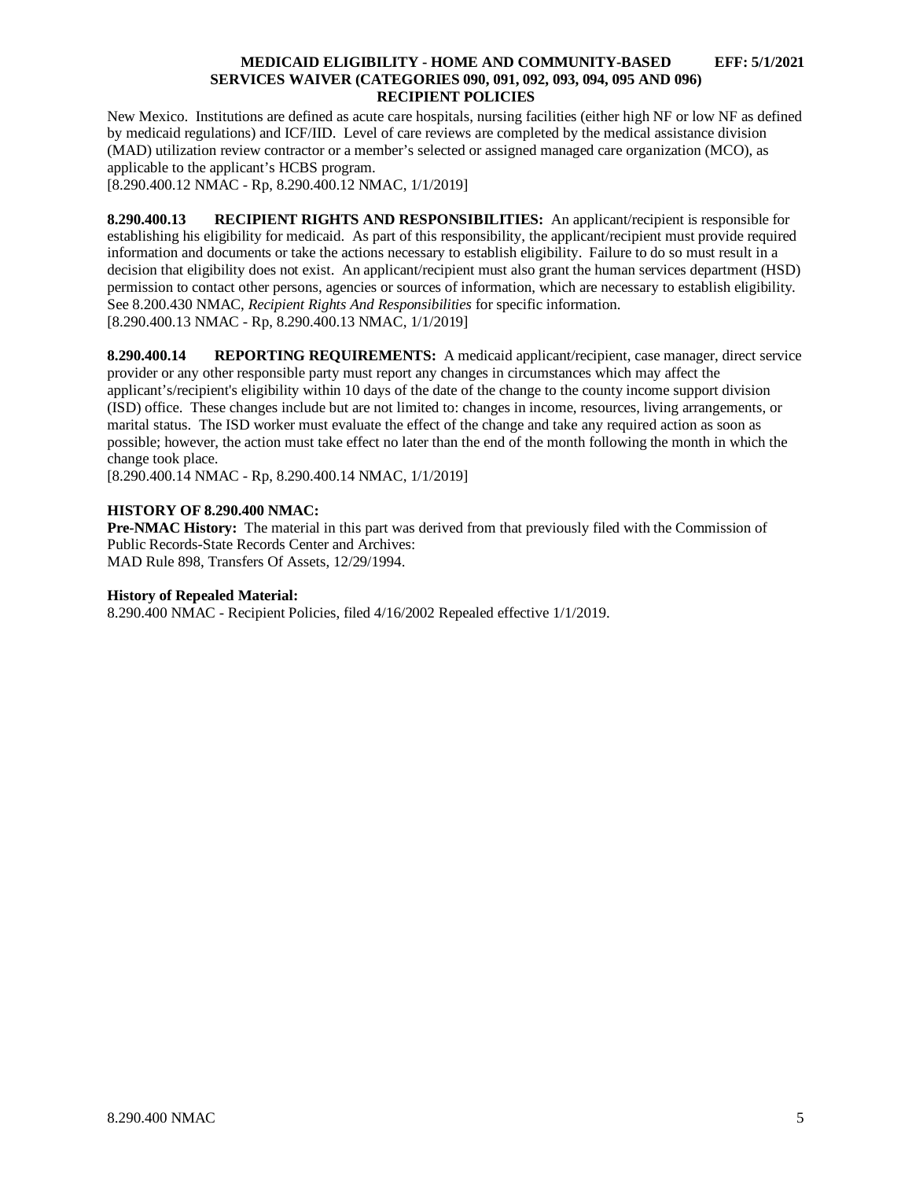New Mexico. Institutions are defined as acute care hospitals, nursing facilities (either high NF or low NF as defined by medicaid regulations) and ICF/IID. Level of care reviews are completed by the medical assistance division (MAD) utilization review contractor or a member's selected or assigned managed care organization (MCO), as applicable to the applicant's HCBS program.
[8.290.400.12 NMAC - Rp, 8.290.400.12 NMAC, 1/1/2019]

**8.290.400.13 RECIPIENT RIGHTS AND RESPONSIBILITIES:** An applicant/recipient is responsible for establishing his eligibility for medicaid. As part of this responsibility, the applicant/recipient must provide required information and documents or take the actions necessary to establish eligibility. Failure to do so must result in a decision that eligibility does not exist. An applicant/recipient must also grant the human services department (HSD) permission to contact other persons, agencies or sources of information, which are necessary to establish eligibility. See 8.200.430 NMAC, *Recipient Rights And Responsibilities* for specific information.
[8.290.400.13 NMAC - Rp, 8.290.400.13 NMAC, 1/1/2019]

**8.290.400.14 REPORTING REQUIREMENTS:** A medicaid applicant/recipient, case manager, direct service provider or any other responsible party must report any changes in circumstances which may affect the applicant's/recipient's eligibility within 10 days of the date of the change to the county income support division (ISD) office. These changes include but are not limited to: changes in income, resources, living arrangements, or marital status. The ISD worker must evaluate the effect of the change and take any required action as soon as possible; however, the action must take effect no later than the end of the month following the month in which the change took place.
[8.290.400.14 NMAC - Rp, 8.290.400.14 NMAC, 1/1/2019]

**HISTORY OF 8.290.400 NMAC:**
**Pre-NMAC History:** The material in this part was derived from that previously filed with the Commission of Public Records-State Records Center and Archives:
MAD Rule 898, Transfers Of Assets, 12/29/1994.

**History of Repealed Material:**
8.290.400 NMAC - Recipient Policies, filed 4/16/2002 Repealed effective 1/1/2019.